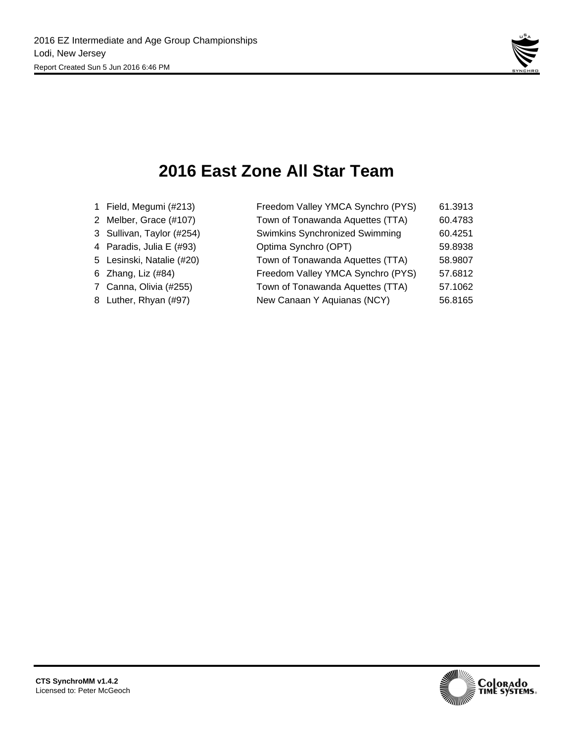2016 EZ Intermediate and Age Group Championships
Lodi, New Jersey
Report Created Sun 5 Jun 2016 6:46 PM

# 2016 East Zone All Star Team

| | Name | Team | Score |
|---|---|---|---|
| 1 | Field, Megumi (#213) | Freedom Valley YMCA Synchro (PYS) | 61.3913 |
| 2 | Melber, Grace (#107) | Town of Tonawanda Aquettes (TTA) | 60.4783 |
| 3 | Sullivan, Taylor (#254) | Swimkins Synchronized Swimming | 60.4251 |
| 4 | Paradis, Julia E (#93) | Optima Synchro (OPT) | 59.8938 |
| 5 | Lesinski, Natalie (#20) | Town of Tonawanda Aquettes (TTA) | 58.9807 |
| 6 | Zhang, Liz (#84) | Freedom Valley YMCA Synchro (PYS) | 57.6812 |
| 7 | Canna, Olivia (#255) | Town of Tonawanda Aquettes (TTA) | 57.1062 |
| 8 | Luther, Rhyan (#97) | New Canaan Y Aquianas (NCY) | 56.8165 |

**CTS SynchroMM v1.4.2**
Licensed to: Peter McGeoch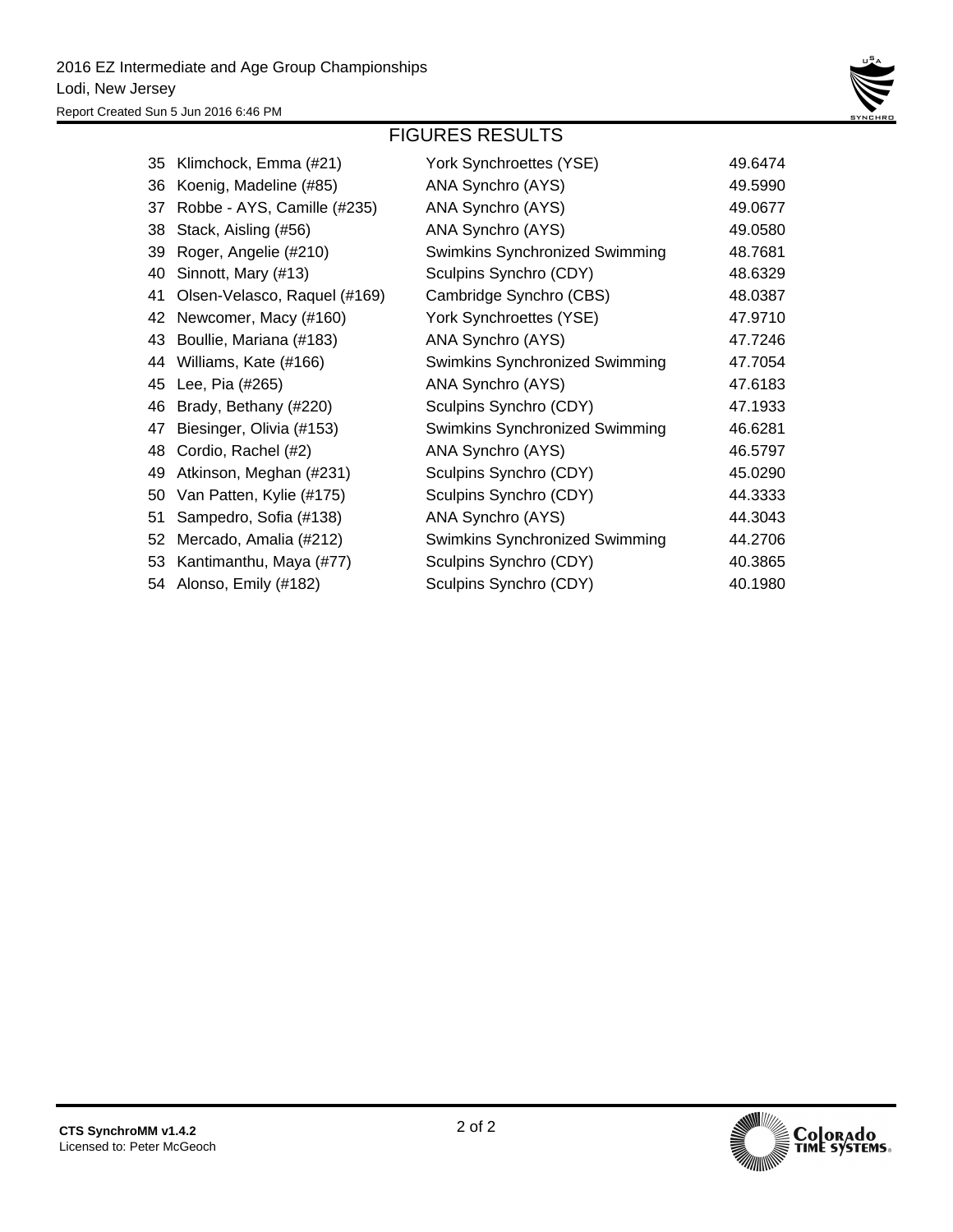## FIGURES RESULTS

| | | | |
|---|---|---|---|
| 35 | Klimchock, Emma (#21) | York Synchroettes (YSE) | 49.6474 |
| 36 | Koenig, Madeline (#85) | ANA Synchro (AYS) | 49.5990 |
| 37 | Robbe - AYS, Camille (#235) | ANA Synchro (AYS) | 49.0677 |
| 38 | Stack, Aisling (#56) | ANA Synchro (AYS) | 49.0580 |
| 39 | Roger, Angelie (#210) | Swimkins Synchronized Swimming | 48.7681 |
| 40 | Sinnott, Mary (#13) | Sculpins Synchro (CDY) | 48.6329 |
| 41 | Olsen-Velasco, Raquel (#169) | Cambridge Synchro (CBS) | 48.0387 |
| 42 | Newcomer, Macy (#160) | York Synchroettes (YSE) | 47.9710 |
| 43 | Boullie, Mariana (#183) | ANA Synchro (AYS) | 47.7246 |
| 44 | Williams, Kate (#166) | Swimkins Synchronized Swimming | 47.7054 |
| 45 | Lee, Pia (#265) | ANA Synchro (AYS) | 47.6183 |
| 46 | Brady, Bethany (#220) | Sculpins Synchro (CDY) | 47.1933 |
| 47 | Biesinger, Olivia (#153) | Swimkins Synchronized Swimming | 46.6281 |
| 48 | Cordio, Rachel (#2) | ANA Synchro (AYS) | 46.5797 |
| 49 | Atkinson, Meghan (#231) | Sculpins Synchro (CDY) | 45.0290 |
| 50 | Van Patten, Kylie (#175) | Sculpins Synchro (CDY) | 44.3333 |
| 51 | Sampedro, Sofia (#138) | ANA Synchro (AYS) | 44.3043 |
| 52 | Mercado, Amalia (#212) | Swimkins Synchronized Swimming | 44.2706 |
| 53 | Kantimanthu, Maya (#77) | Sculpins Synchro (CDY) | 40.3865 |
| 54 | Alonso, Emily (#182) | Sculpins Synchro (CDY) | 40.1980 |